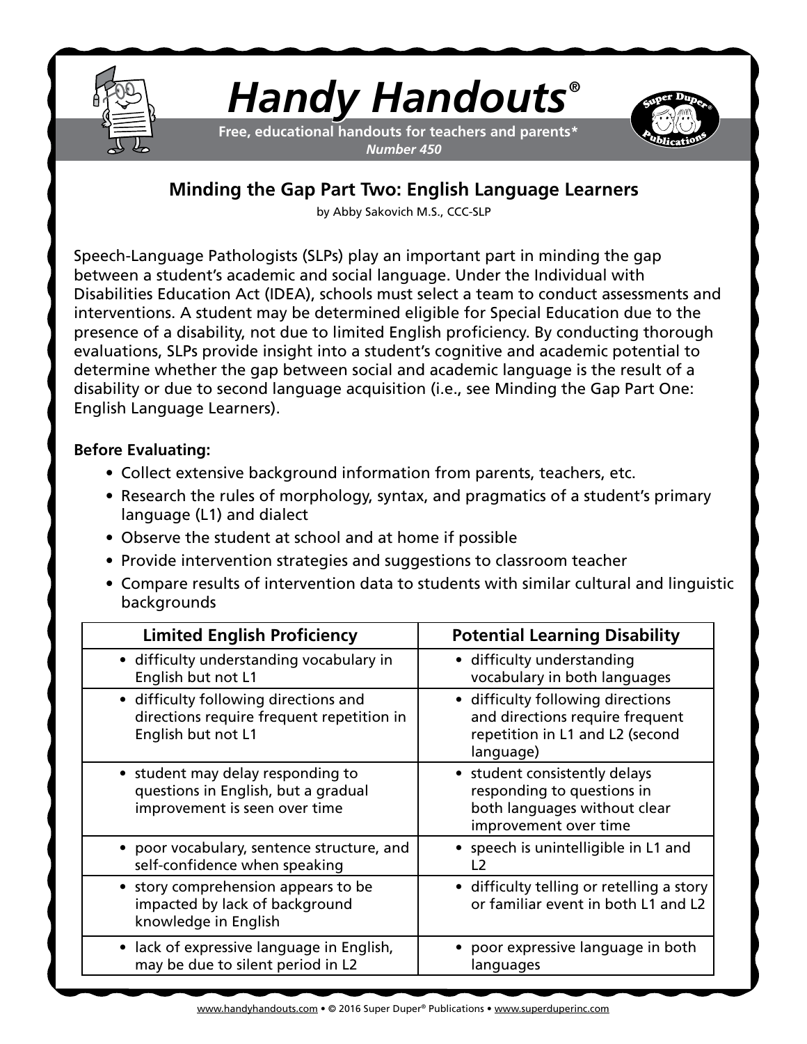# Handy Handouts®

**Free, educational handouts for teachers and parents***
***Number 450***

## Minding the Gap Part Two: English Language Learners

by Abby Sakovich M.S., CCC-SLP

Speech-Language Pathologists (SLPs) play an important part in minding the gap between a student's academic and social language. Under the Individual with Disabilities Education Act (IDEA), schools must select a team to conduct assessments and interventions. A student may be determined eligible for Special Education due to the presence of a disability, not due to limited English proficiency. By conducting thorough evaluations, SLPs provide insight into a student's cognitive and academic potential to determine whether the gap between social and academic language is the result of a disability or due to second language acquisition (i.e., see Minding the Gap Part One: English Language Learners).

**Before Evaluating:**

- Collect extensive background information from parents, teachers, etc.
- Research the rules of morphology, syntax, and pragmatics of a student's primary language (L1) and dialect
- Observe the student at school and at home if possible
- Provide intervention strategies and suggestions to classroom teacher
- Compare results of intervention data to students with similar cultural and linguistic backgrounds

| Limited English Proficiency | Potential Learning Disability |
|---|---|
| • difficulty understanding vocabulary in English but not L1 | • difficulty understanding vocabulary in both languages |
| • difficulty following directions and directions require frequent repetition in English but not L1 | • difficulty following directions and directions require frequent repetition in L1 and L2 (second language) |
| • student may delay responding to questions in English, but a gradual improvement is seen over time | • student consistently delays responding to questions in both languages without clear improvement over time |
| • poor vocabulary, sentence structure, and self-confidence when speaking | • speech is unintelligible in L1 and L2 |
| • story comprehension appears to be impacted by lack of background knowledge in English | • difficulty telling or retelling a story or familiar event in both L1 and L2 |
| • lack of expressive language in English, may be due to silent period in L2 | • poor expressive language in both languages |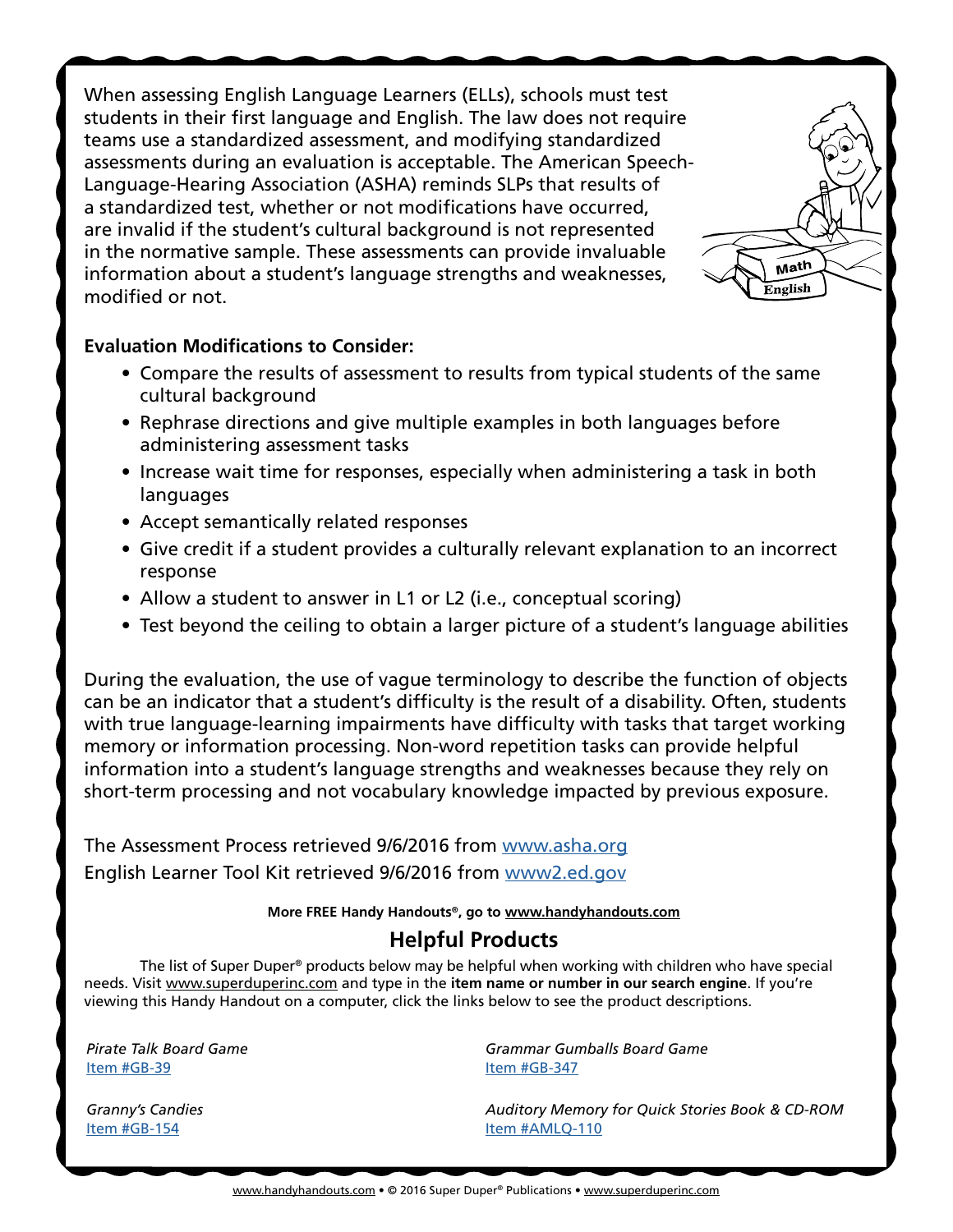When assessing English Language Learners (ELLs), schools must test students in their first language and English. The law does not require teams use a standardized assessment, and modifying standardized assessments during an evaluation is acceptable. The American Speech-Language-Hearing Association (ASHA) reminds SLPs that results of a standardized test, whether or not modifications have occurred, are invalid if the student's cultural background is not represented in the normative sample. These assessments can provide invaluable information about a student's language strengths and weaknesses, modified or not.

**Evaluation Modifications to Consider:**

- Compare the results of assessment to results from typical students of the same cultural background
- Rephrase directions and give multiple examples in both languages before administering assessment tasks
- Increase wait time for responses, especially when administering a task in both languages
- Accept semantically related responses
- Give credit if a student provides a culturally relevant explanation to an incorrect response
- Allow a student to answer in L1 or L2 (i.e., conceptual scoring)
- Test beyond the ceiling to obtain a larger picture of a student's language abilities

During the evaluation, the use of vague terminology to describe the function of objects can be an indicator that a student's difficulty is the result of a disability. Often, students with true language-learning impairments have difficulty with tasks that target working memory or information processing. Non-word repetition tasks can provide helpful information into a student's language strengths and weaknesses because they rely on short-term processing and not vocabulary knowledge impacted by previous exposure.

The Assessment Process retrieved 9/6/2016 from www.asha.org
English Learner Tool Kit retrieved 9/6/2016 from www2.ed.gov

**More FREE Handy Handouts®, go to www.handyhandouts.com**

## Helpful Products

The list of Super Duper® products below may be helpful when working with children who have special needs. Visit www.superduperinc.com and type in the **item name or number in our search engine**. If you're viewing this Handy Handout on a computer, click the links below to see the product descriptions.

*Pirate Talk Board Game*
Item #GB-39

*Granny's Candies*
Item #GB-154

*Grammar Gumballs Board Game*
Item #GB-347

*Auditory Memory for Quick Stories Book & CD-ROM*
Item #AMLQ-110